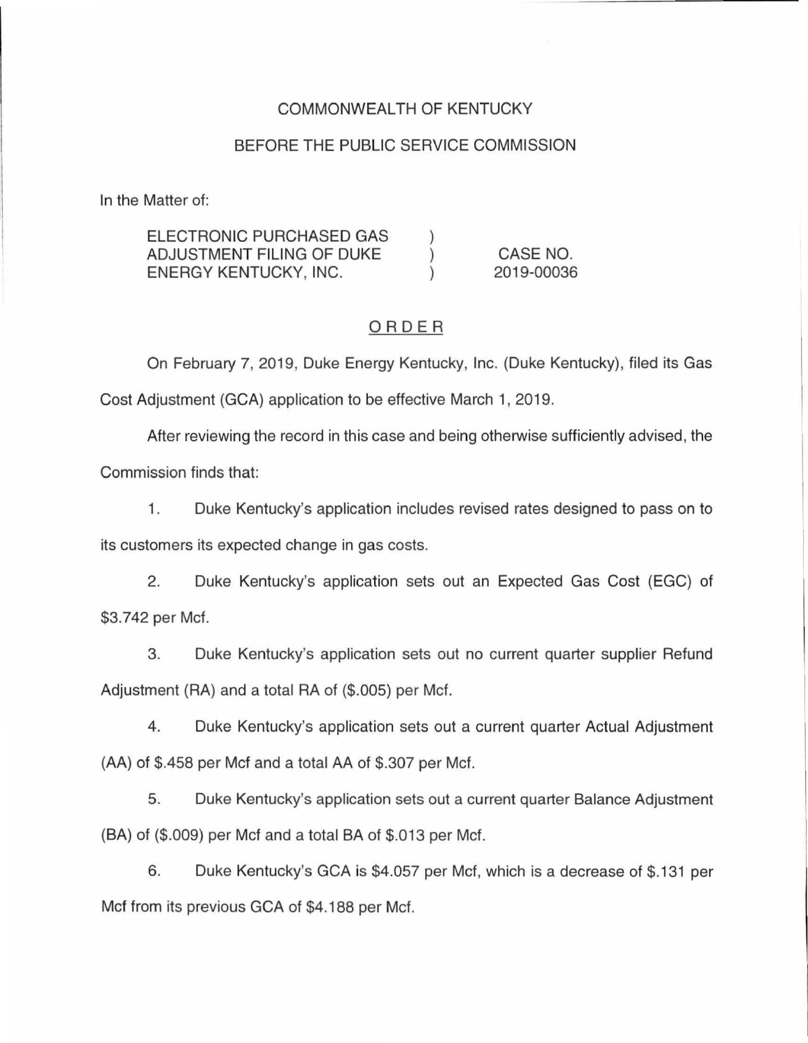COMMONWEALTH OF KENTUCKY

BEFORE THE PUBLIC SERVICE COMMISSION

In the Matter of:

| | | |
|---|---|---|
| ELECTRONIC PURCHASED GAS ADJUSTMENT FILING OF DUKE ENERGY KENTUCKY, INC. | ) ) ) | CASE NO. 2019-00036 |

# ORDER

On February 7, 2019, Duke Energy Kentucky, Inc. (Duke Kentucky), filed its Gas Cost Adjustment (GCA) application to be effective March 1, 2019.

After reviewing the record in this case and being otherwise sufficiently advised, the Commission finds that:

1. Duke Kentucky's application includes revised rates designed to pass on to its customers its expected change in gas costs.

2. Duke Kentucky's application sets out an Expected Gas Cost (EGC) of $3.742 per Mcf.

3. Duke Kentucky's application sets out no current quarter supplier Refund Adjustment (RA) and a total RA of ($.005) per Mcf.

4. Duke Kentucky's application sets out a current quarter Actual Adjustment (AA) of $.458 per Mcf and a total AA of $.307 per Mcf.

5. Duke Kentucky's application sets out a current quarter Balance Adjustment (BA) of ($.009) per Mcf and a total BA of $.013 per Mcf.

6. Duke Kentucky's GCA is $4.057 per Mcf, which is a decrease of $.131 per Mcf from its previous GCA of $4.188 per Mcf.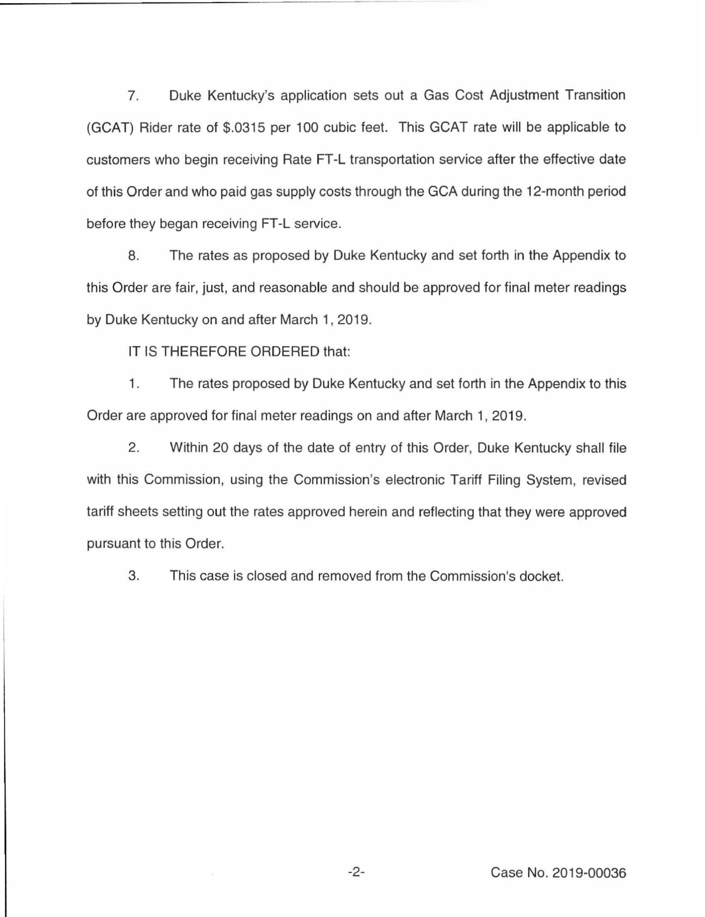7. Duke Kentucky's application sets out a Gas Cost Adjustment Transition (GCAT) Rider rate of $.0315 per 100 cubic feet. This GCAT rate will be applicable to customers who begin receiving Rate FT-L transportation service after the effective date of this Order and who paid gas supply costs through the GCA during the 12-month period before they began receiving FT-L service.

8. The rates as proposed by Duke Kentucky and set forth in the Appendix to this Order are fair, just, and reasonable and should be approved for final meter readings by Duke Kentucky on and after March 1, 2019.

IT IS THEREFORE ORDERED that:

1. The rates proposed by Duke Kentucky and set forth in the Appendix to this Order are approved for final meter readings on and after March 1, 2019.

2. Within 20 days of the date of entry of this Order, Duke Kentucky shall file with this Commission, using the Commission's electronic Tariff Filing System, revised tariff sheets setting out the rates approved herein and reflecting that they were approved pursuant to this Order.

3. This case is closed and removed from the Commission's docket.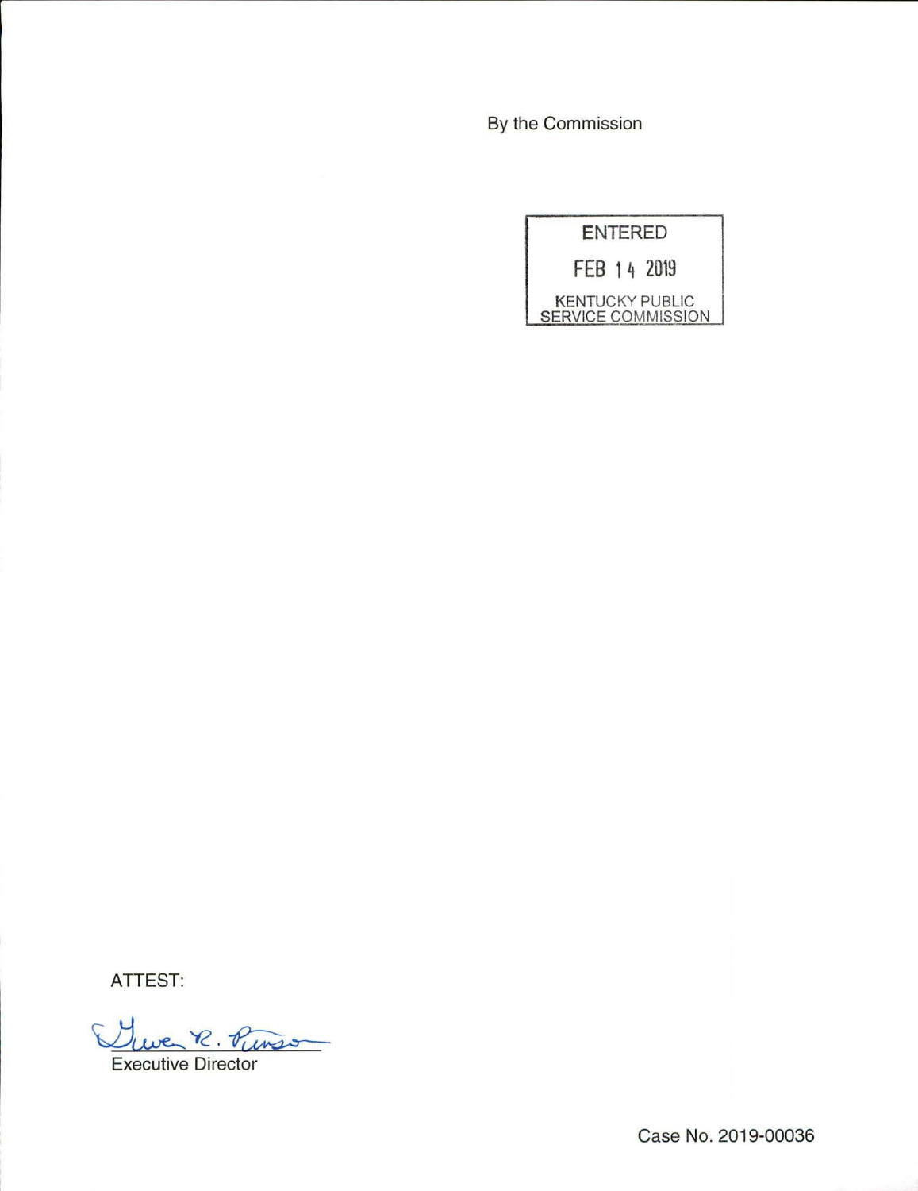By the Commission

ENTERED

FEB 14 2019

KENTUCKY PUBLIC SERVICE COMMISSION

ATTEST:

Gwen R. Pinson

Executive Director

Case No. 2019-00036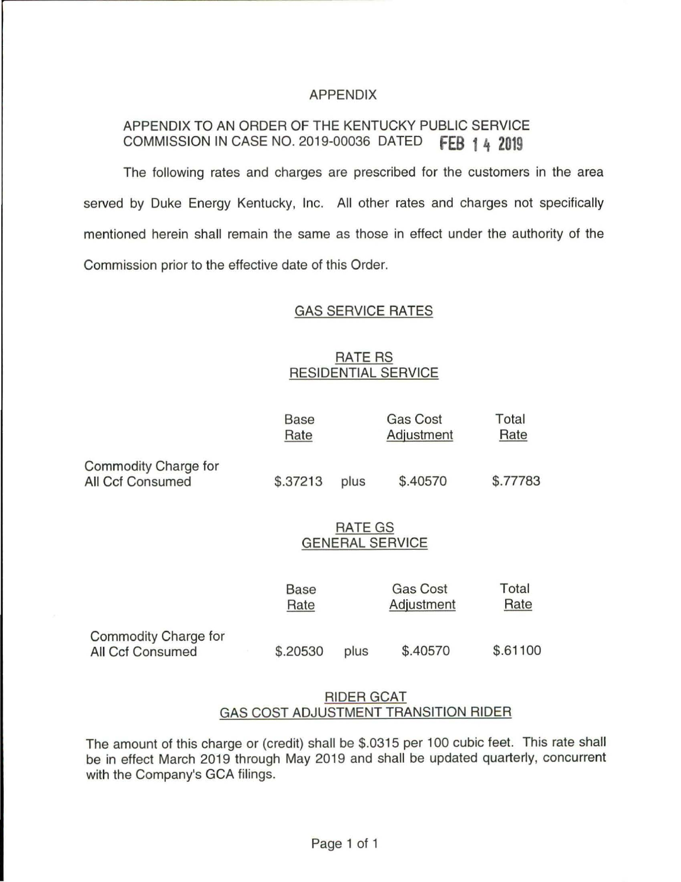APPENDIX

APPENDIX TO AN ORDER OF THE KENTUCKY PUBLIC SERVICE COMMISSION IN CASE NO. 2019-00036 DATED FEB 14 2019

The following rates and charges are prescribed for the customers in the area served by Duke Energy Kentucky, Inc. All other rates and charges not specifically mentioned herein shall remain the same as those in effect under the authority of the Commission prior to the effective date of this Order.

## GAS SERVICE RATES

### RATE RS
### RESIDENTIAL SERVICE

| | Base Rate | | Gas Cost Adjustment | Total Rate |
|---|---|---|---|---|
| Commodity Charge for All Ccf Consumed | $.37213 | plus | $.40570 | $.77783 |

### RATE GS
### GENERAL SERVICE

| | Base Rate | | Gas Cost Adjustment | Total Rate |
|---|---|---|---|---|
| Commodity Charge for All Ccf Consumed | $.20530 | plus | $.40570 | $.61100 |

### RIDER GCAT
### GAS COST ADJUSTMENT TRANSITION RIDER

The amount of this charge or (credit) shall be $.0315 per 100 cubic feet. This rate shall be in effect March 2019 through May 2019 and shall be updated quarterly, concurrent with the Company's GCA filings.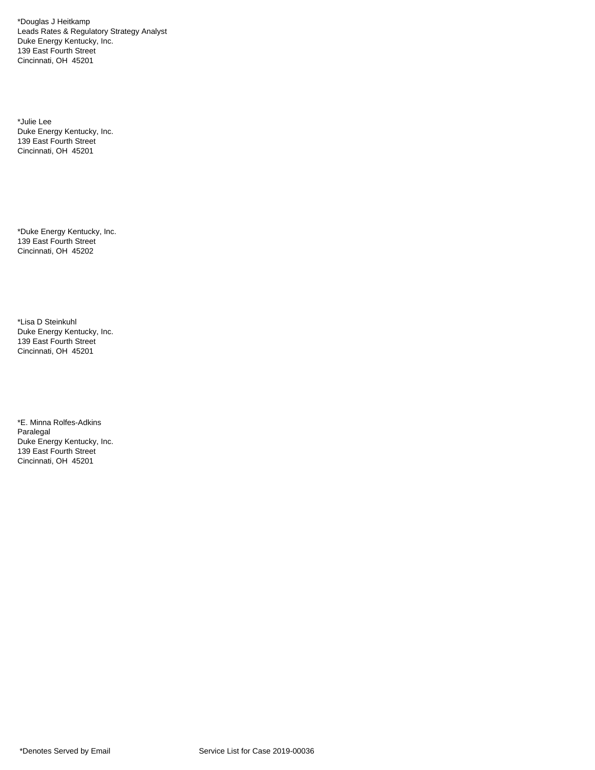*Douglas J Heitkamp
Leads Rates & Regulatory Strategy Analyst
Duke Energy Kentucky, Inc.
139 East Fourth Street
Cincinnati, OH  45201

*Julie Lee
Duke Energy Kentucky, Inc.
139 East Fourth Street
Cincinnati, OH  45201

*Duke Energy Kentucky, Inc.
139 East Fourth Street
Cincinnati, OH  45202

*Lisa D Steinkuhl
Duke Energy Kentucky, Inc.
139 East Fourth Street
Cincinnati, OH  45201

*E. Minna Rolfes-Adkins
Paralegal
Duke Energy Kentucky, Inc.
139 East Fourth Street
Cincinnati, OH  45201

*Denotes Served by Email

Service List for Case 2019-00036